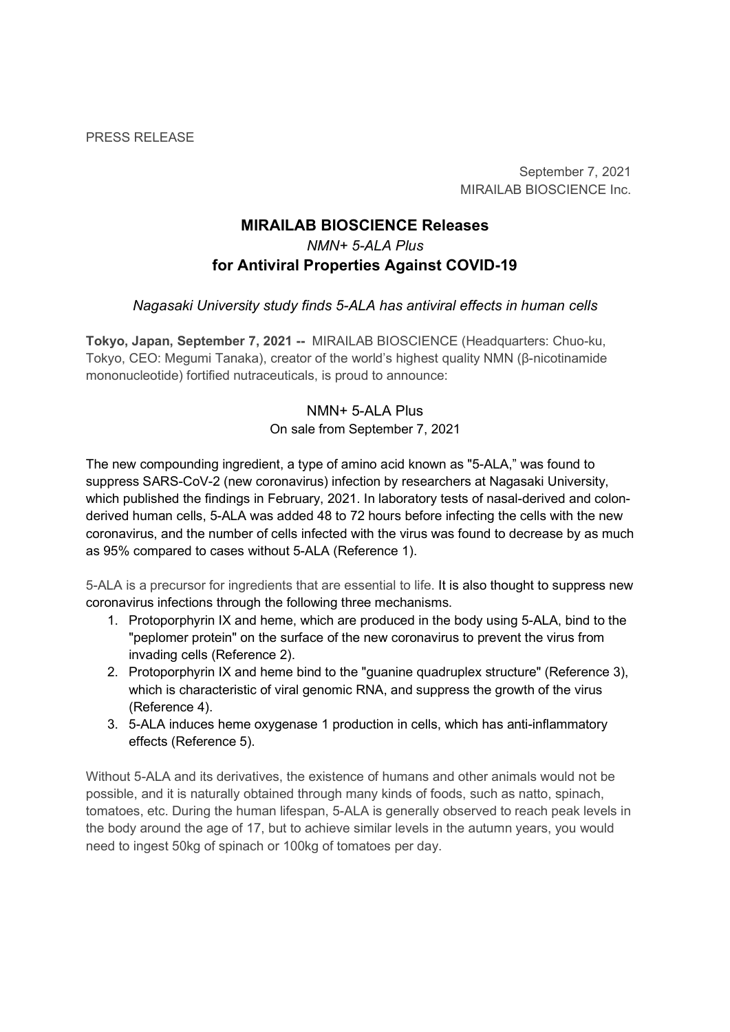PRESS RELEASE

September 7, 2021
MIRAILAB BIOSCIENCE Inc.

# MIRAILAB BIOSCIENCE Releases
## *NMN+ 5-ALA Plus*
## for Antiviral Properties Against COVID-19

*Nagasaki University study finds 5-ALA has antiviral effects in human cells*

**Tokyo, Japan, September 7, 2021 --** MIRAILAB BIOSCIENCE (Headquarters: Chuo-ku, Tokyo, CEO: Megumi Tanaka), creator of the world's highest quality NMN (β-nicotinamide mononucleotide) fortified nutraceuticals, is proud to announce:

NMN+ 5-ALA Plus
On sale from September 7, 2021

The new compounding ingredient, a type of amino acid known as "5-ALA," was found to suppress SARS-CoV-2 (new coronavirus) infection by researchers at Nagasaki University, which published the findings in February, 2021. In laboratory tests of nasal-derived and colon-derived human cells, 5-ALA was added 48 to 72 hours before infecting the cells with the new coronavirus, and the number of cells infected with the virus was found to decrease by as much as 95% compared to cases without 5-ALA (Reference 1).

5-ALA is a precursor for ingredients that are essential to life. It is also thought to suppress new coronavirus infections through the following three mechanisms.

1. Protoporphyrin IX and heme, which are produced in the body using 5-ALA, bind to the "peplomer protein" on the surface of the new coronavirus to prevent the virus from invading cells (Reference 2).
2. Protoporphyrin IX and heme bind to the "guanine quadruplex structure" (Reference 3), which is characteristic of viral genomic RNA, and suppress the growth of the virus (Reference 4).
3. 5-ALA induces heme oxygenase 1 production in cells, which has anti-inflammatory effects (Reference 5).

Without 5-ALA and its derivatives, the existence of humans and other animals would not be possible, and it is naturally obtained through many kinds of foods, such as natto, spinach, tomatoes, etc. During the human lifespan, 5-ALA is generally observed to reach peak levels in the body around the age of 17, but to achieve similar levels in the autumn years, you would need to ingest 50kg of spinach or 100kg of tomatoes per day.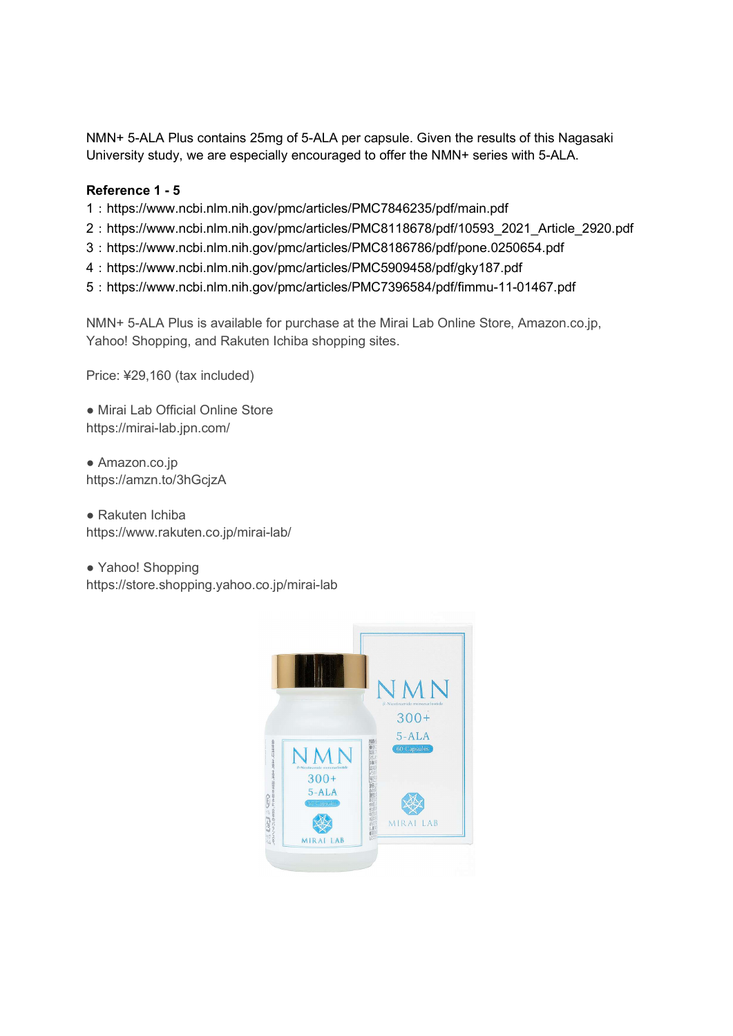NMN+ 5-ALA Plus contains 25mg of 5-ALA per capsule. Given the results of this Nagasaki University study, we are especially encouraged to offer the NMN+ series with 5-ALA.

**Reference 1 - 5**

1：https://www.ncbi.nlm.nih.gov/pmc/articles/PMC7846235/pdf/main.pdf
2：https://www.ncbi.nlm.nih.gov/pmc/articles/PMC8118678/pdf/10593_2021_Article_2920.pdf
3：https://www.ncbi.nlm.nih.gov/pmc/articles/PMC8186786/pdf/pone.0250654.pdf
4：https://www.ncbi.nlm.nih.gov/pmc/articles/PMC5909458/pdf/gky187.pdf
5：https://www.ncbi.nlm.nih.gov/pmc/articles/PMC7396584/pdf/fimmu-11-01467.pdf

NMN+ 5-ALA Plus is available for purchase at the Mirai Lab Online Store, Amazon.co.jp, Yahoo! Shopping, and Rakuten Ichiba shopping sites.

Price: ¥29,160 (tax included)

● Mirai Lab Official Online Store
https://mirai-lab.jpn.com/

● Amazon.co.jp
https://amzn.to/3hGcjzA

● Rakuten Ichiba
https://www.rakuten.co.jp/mirai-lab/

● Yahoo! Shopping
https://store.shopping.yahoo.co.jp/mirai-lab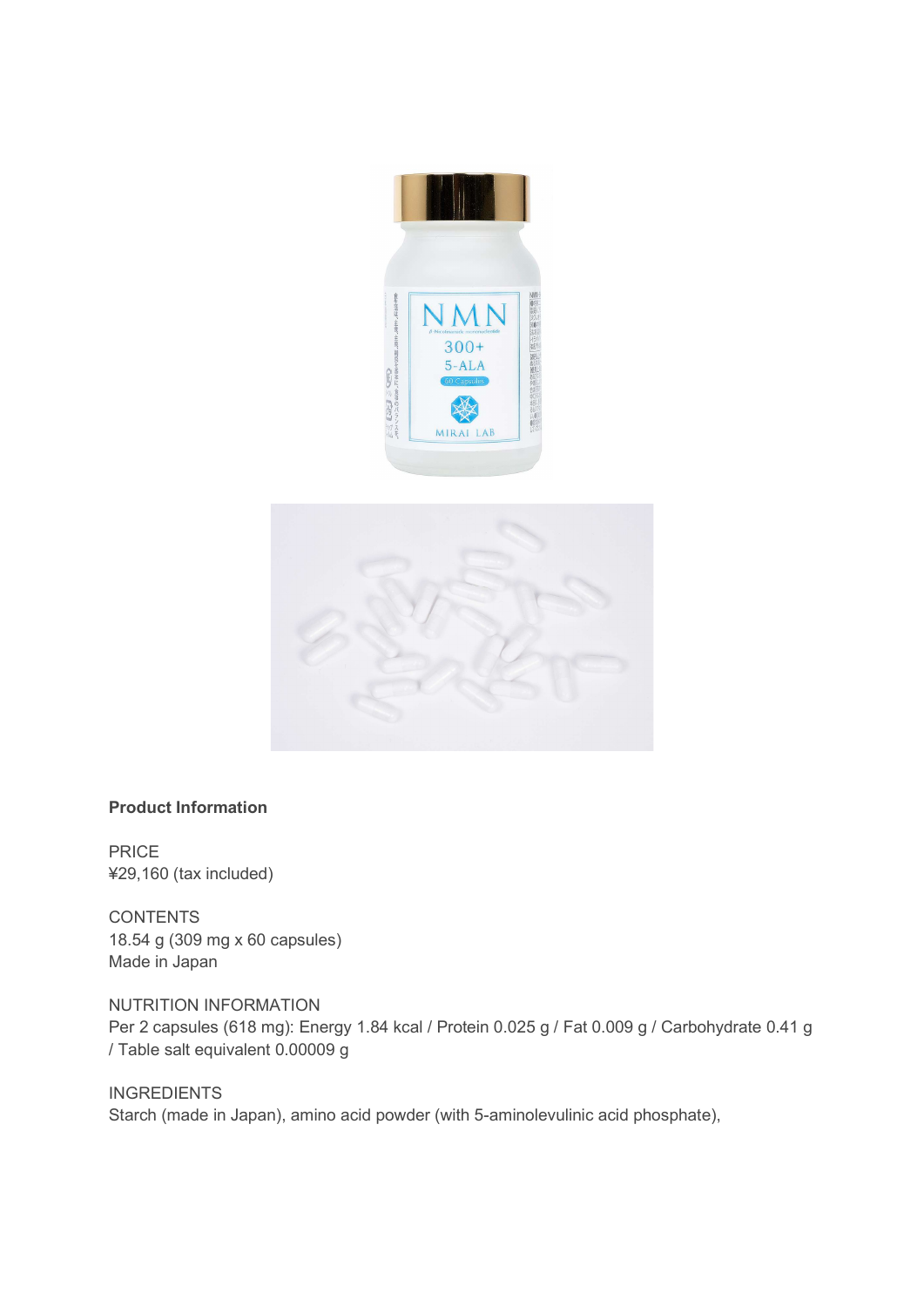**Product Information**

PRICE
¥29,160 (tax included)

CONTENTS
18.54 g (309 mg x 60 capsules)
Made in Japan

NUTRITION INFORMATION
Per 2 capsules (618 mg): Energy 1.84 kcal / Protein 0.025 g / Fat 0.009 g / Carbohydrate 0.41 g / Table salt equivalent 0.00009 g

INGREDIENTS
Starch (made in Japan), amino acid powder (with 5-aminolevulinic acid phosphate),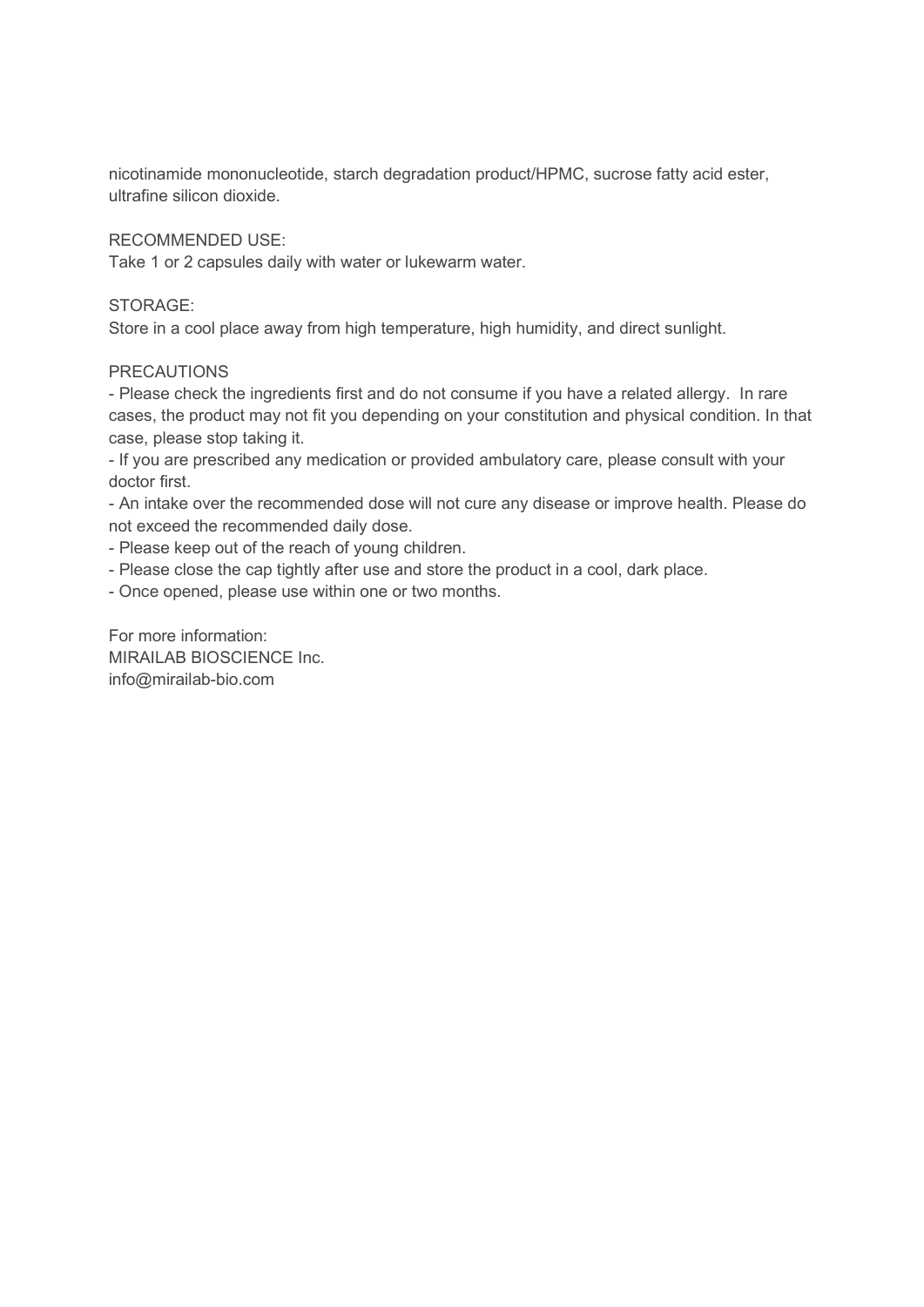nicotinamide mononucleotide, starch degradation product/HPMC, sucrose fatty acid ester, ultrafine silicon dioxide.

RECOMMENDED USE:
Take 1 or 2 capsules daily with water or lukewarm water.

STORAGE:
Store in a cool place away from high temperature, high humidity, and direct sunlight.

PRECAUTIONS
- Please check the ingredients first and do not consume if you have a related allergy. In rare cases, the product may not fit you depending on your constitution and physical condition. In that case, please stop taking it.
- If you are prescribed any medication or provided ambulatory care, please consult with your doctor first.
- An intake over the recommended dose will not cure any disease or improve health. Please do not exceed the recommended daily dose.
- Please keep out of the reach of young children.
- Please close the cap tightly after use and store the product in a cool, dark place.
- Once opened, please use within one or two months.

For more information:
MIRAILAB BIOSCIENCE Inc.
info@mirailab-bio.com